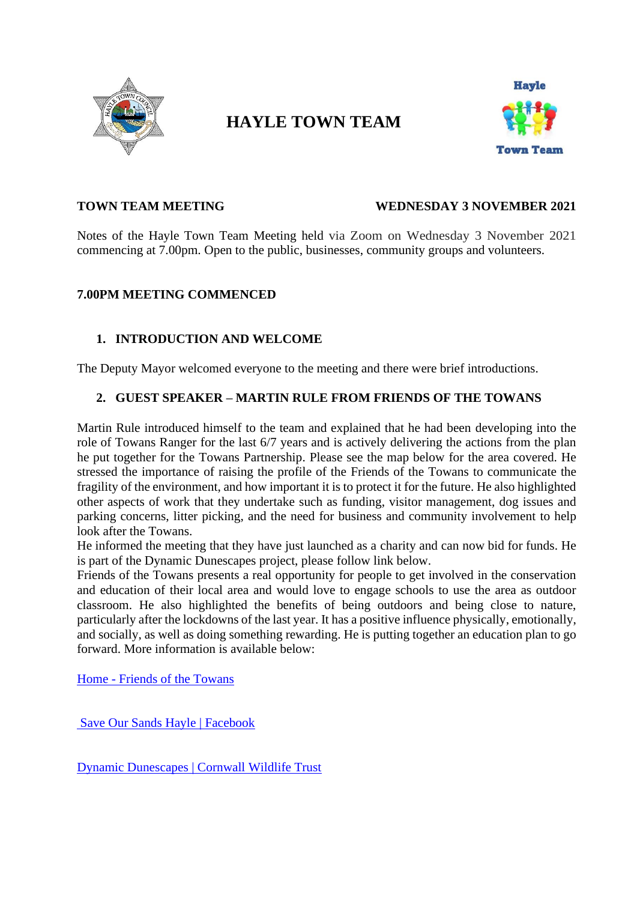# HAYLE TOWN TEAM

**TOWN TEAM MEETING** **WEDNESDAY 3 NOVEMBER 2021**

Notes of the Hayle Town Team Meeting held via Zoom on Wednesday 3 November 2021 commencing at 7.00pm. Open to the public, businesses, community groups and volunteers.

**7.00PM MEETING COMMENCED**

## 1. INTRODUCTION AND WELCOME

The Deputy Mayor welcomed everyone to the meeting and there were brief introductions.

## 2. GUEST SPEAKER – MARTIN RULE FROM FRIENDS OF THE TOWANS

Martin Rule introduced himself to the team and explained that he had been developing into the role of Towans Ranger for the last 6/7 years and is actively delivering the actions from the plan he put together for the Towans Partnership. Please see the map below for the area covered. He stressed the importance of raising the profile of the Friends of the Towans to communicate the fragility of the environment, and how important it is to protect it for the future. He also highlighted other aspects of work that they undertake such as funding, visitor management, dog issues and parking concerns, litter picking, and the need for business and community involvement to help look after the Towans.

He informed the meeting that they have just launched as a charity and can now bid for funds. He is part of the Dynamic Dunescapes project, please follow link below.

Friends of the Towans presents a real opportunity for people to get involved in the conservation and education of their local area and would love to engage schools to use the area as outdoor classroom. He also highlighted the benefits of being outdoors and being close to nature, particularly after the lockdowns of the last year. It has a positive influence physically, emotionally, and socially, as well as doing something rewarding. He is putting together an education plan to go forward. More information is available below:

Home - Friends of the Towans

Save Our Sands Hayle | Facebook

Dynamic Dunescapes | Cornwall Wildlife Trust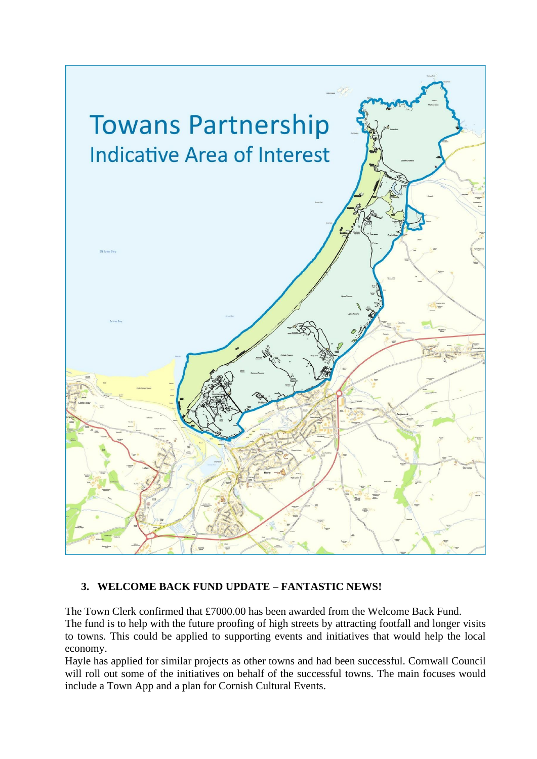**Towans Partnership**
**Indicative Area of Interest**

### 3. WELCOME BACK FUND UPDATE – FANTASTIC NEWS!

The Town Clerk confirmed that £7000.00 has been awarded from the Welcome Back Fund.
The fund is to help with the future proofing of high streets by attracting footfall and longer visits to towns. This could be applied to supporting events and initiatives that would help the local economy.
Hayle has applied for similar projects as other towns and had been successful. Cornwall Council will roll out some of the initiatives on behalf of the successful towns. The main focuses would include a Town App and a plan for Cornish Cultural Events.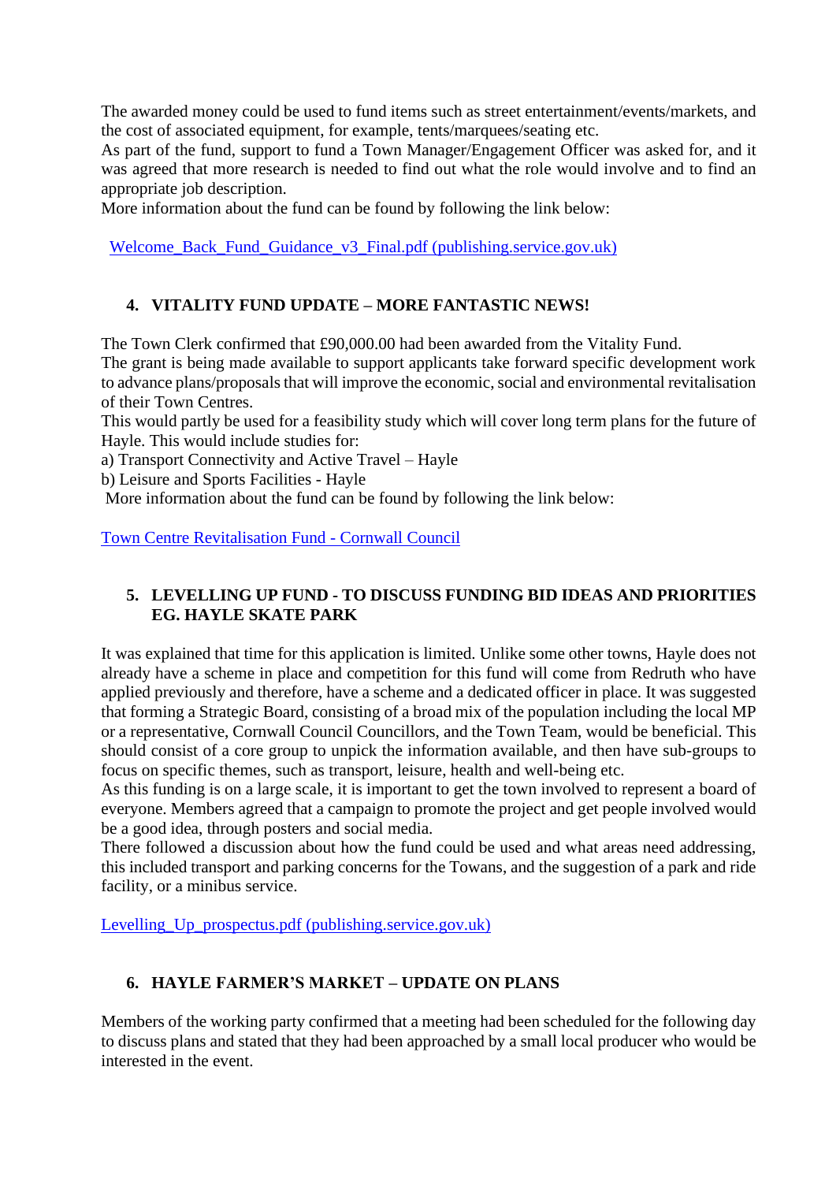The awarded money could be used to fund items such as street entertainment/events/markets, and the cost of associated equipment, for example, tents/marquees/seating etc.
As part of the fund, support to fund a Town Manager/Engagement Officer was asked for, and it was agreed that more research is needed to find out what the role would involve and to find an appropriate job description.
More information about the fund can be found by following the link below:

Welcome_Back_Fund_Guidance_v3_Final.pdf (publishing.service.gov.uk)

## 4. VITALITY FUND UPDATE – MORE FANTASTIC NEWS!

The Town Clerk confirmed that £90,000.00 had been awarded from the Vitality Fund.
The grant is being made available to support applicants take forward specific development work to advance plans/proposals that will improve the economic, social and environmental revitalisation of their Town Centres.
This would partly be used for a feasibility study which will cover long term plans for the future of Hayle. This would include studies for:
a) Transport Connectivity and Active Travel – Hayle
b) Leisure and Sports Facilities - Hayle
More information about the fund can be found by following the link below:

Town Centre Revitalisation Fund - Cornwall Council

## 5. LEVELLING UP FUND - TO DISCUSS FUNDING BID IDEAS AND PRIORITIES EG. HAYLE SKATE PARK

It was explained that time for this application is limited. Unlike some other towns, Hayle does not already have a scheme in place and competition for this fund will come from Redruth who have applied previously and therefore, have a scheme and a dedicated officer in place. It was suggested that forming a Strategic Board, consisting of a broad mix of the population including the local MP or a representative, Cornwall Council Councillors, and the Town Team, would be beneficial. This should consist of a core group to unpick the information available, and then have sub-groups to focus on specific themes, such as transport, leisure, health and well-being etc.
As this funding is on a large scale, it is important to get the town involved to represent a board of everyone. Members agreed that a campaign to promote the project and get people involved would be a good idea, through posters and social media.
There followed a discussion about how the fund could be used and what areas need addressing, this included transport and parking concerns for the Towans, and the suggestion of a park and ride facility, or a minibus service.

Levelling_Up_prospectus.pdf (publishing.service.gov.uk)

## 6. HAYLE FARMER'S MARKET – UPDATE ON PLANS

Members of the working party confirmed that a meeting had been scheduled for the following day to discuss plans and stated that they had been approached by a small local producer who would be interested in the event.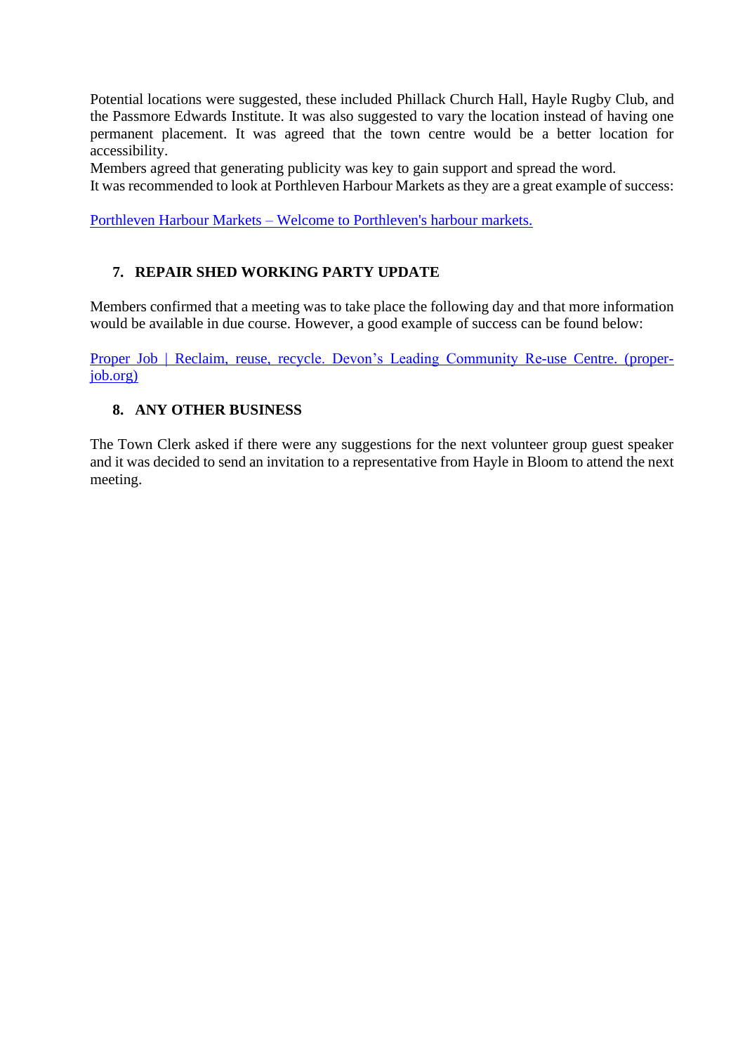Potential locations were suggested, these included Phillack Church Hall, Hayle Rugby Club, and the Passmore Edwards Institute. It was also suggested to vary the location instead of having one permanent placement. It was agreed that the town centre would be a better location for accessibility.
Members agreed that generating publicity was key to gain support and spread the word.
It was recommended to look at Porthleven Harbour Markets as they are a great example of success:

Porthleven Harbour Markets – Welcome to Porthleven's harbour markets.

## 7. REPAIR SHED WORKING PARTY UPDATE

Members confirmed that a meeting was to take place the following day and that more information would be available in due course. However, a good example of success can be found below:

Proper Job | Reclaim, reuse, recycle. Devon's Leading Community Re-use Centre. (proper-job.org)

## 8. ANY OTHER BUSINESS

The Town Clerk asked if there were any suggestions for the next volunteer group guest speaker and it was decided to send an invitation to a representative from Hayle in Bloom to attend the next meeting.